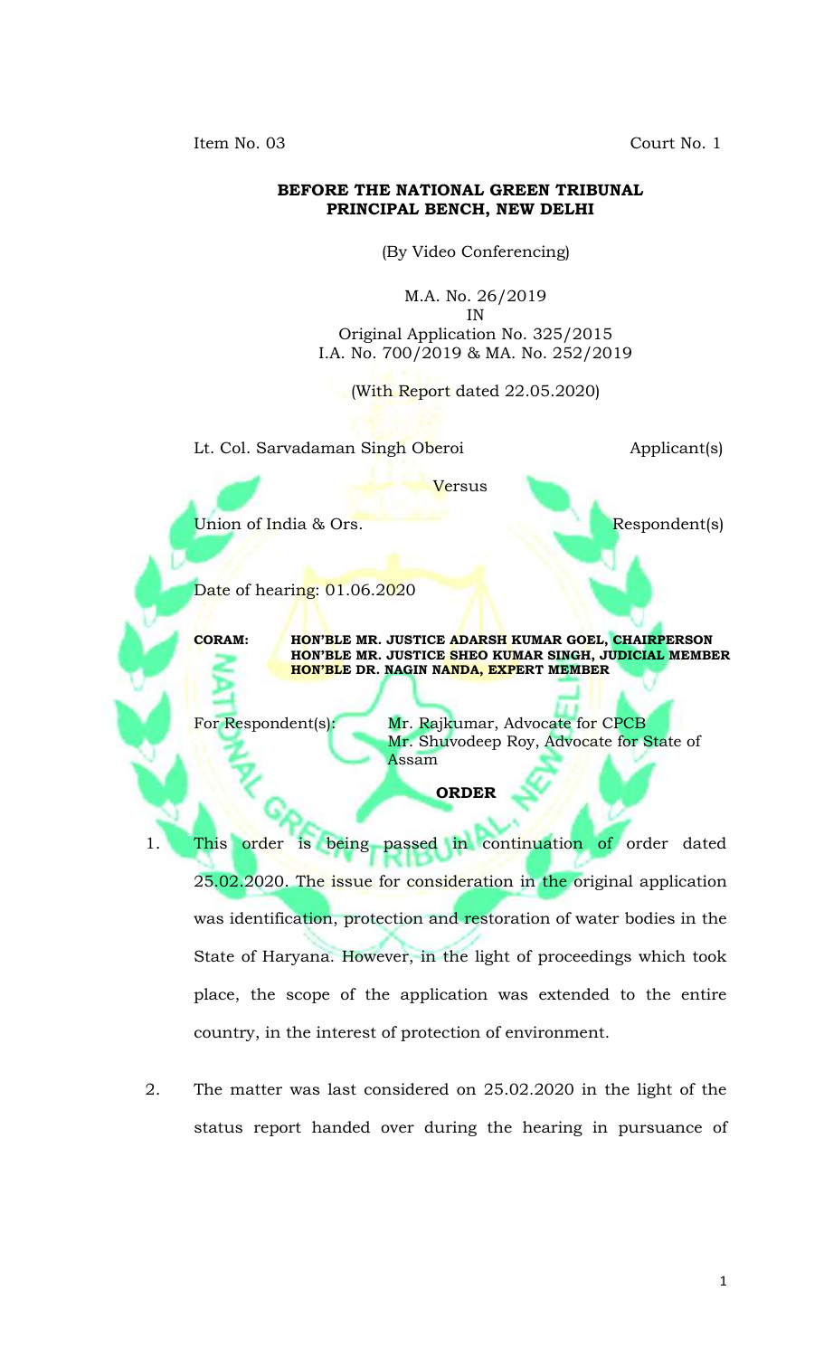Item No. 03 Court No. 1

**BEFORE THE NATIONAL GREEN TRIBUNAL**
**PRINCIPAL BENCH, NEW DELHI**

(By Video Conferencing)

M.A. No. 26/2019
IN
Original Application No. 325/2015
I.A. No. 700/2019 & MA. No. 252/2019

(With Report dated 22.05.2020)

Lt. Col. Sarvadaman Singh Oberoi Applicant(s)

Versus

Union of India & Ors. Respondent(s)

Date of hearing: 01.06.2020

**CORAM: HON'BLE MR. JUSTICE ADARSH KUMAR GOEL, CHAIRPERSON**
**HON'BLE MR. JUSTICE SHEO KUMAR SINGH, JUDICIAL MEMBER**
**HON'BLE DR. NAGIN NANDA, EXPERT MEMBER**

For Respondent(s): Mr. Rajkumar, Advocate for CPCB
Mr. Shuvodeep Roy, Advocate for State of Assam

**ORDER**

1. This order is being passed in continuation of order dated 25.02.2020. The issue for consideration in the original application was identification, protection and restoration of water bodies in the State of Haryana. However, in the light of proceedings which took place, the scope of the application was extended to the entire country, in the interest of protection of environment.

2. The matter was last considered on 25.02.2020 in the light of the status report handed over during the hearing in pursuance of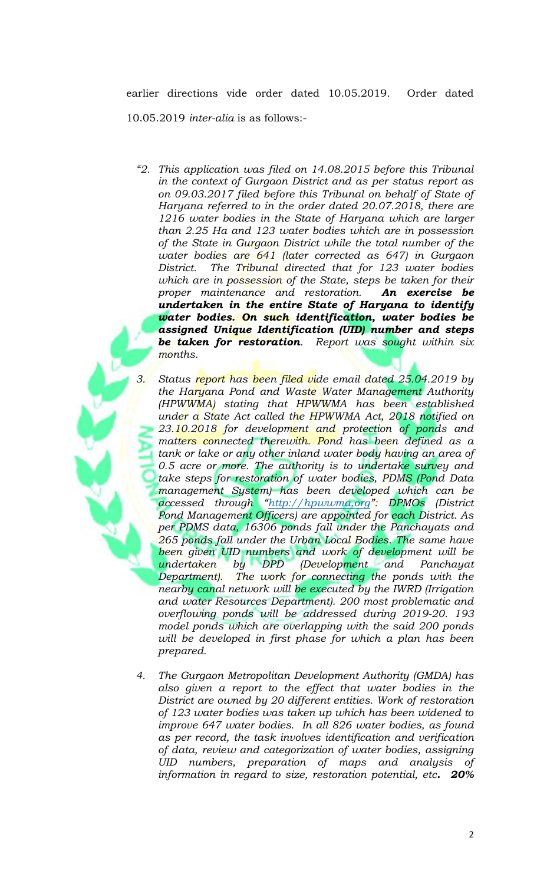earlier directions vide order dated 10.05.2019. Order dated 10.05.2019 *inter-alia* is as follows:-

> *"2. This application was filed on 14.08.2015 before this Tribunal in the context of Gurgaon District and as per status report as on 09.03.2017 filed before this Tribunal on behalf of State of Haryana referred to in the order dated 20.07.2018, there are 1216 water bodies in the State of Haryana which are larger than 2.25 Ha and 123 water bodies which are in possession of the State in Gurgaon District while the total number of the water bodies are 641 (later corrected as 647) in Gurgaon District. The Tribunal directed that for 123 water bodies which are in possession of the State, steps be taken for their proper maintenance and restoration.* ***An exercise be undertaken in the entire State of Haryana to identify water bodies. On such identification, water bodies be assigned Unique Identification (UID) number and steps be taken for restoration****. Report was sought within six months.*
>
> *3. Status report has been filed vide email dated 25.04.2019 by the Haryana Pond and Waste Water Management Authority (HPWWMA) stating that HPWWMA has been established under a State Act called the HPWWMA Act, 2018 notified on 23.10.2018 for development and protection of ponds and matters connected therewith. Pond has been defined as a tank or lake or any other inland water body having an area of 0.5 acre or more. The authority is to undertake survey and take steps for restoration of water bodies, PDMS (Pond Data management System) has been developed which can be accessed through "[http://hpwwma.org](http://hpwwma.org)": DPMOs (District Pond Management Officers) are appointed for each District. As per PDMS data, 16306 ponds fall under the Panchayats and 265 ponds fall under the Urban Local Bodies. The same have been given UID numbers and work of development will be undertaken by DPD (Development and Panchayat Department). The work for connecting the ponds with the nearby canal network will be executed by the IWRD (Irrigation and water Resources Department). 200 most problematic and overflowing ponds will be addressed during 2019-20. 193 model ponds which are overlapping with the said 200 ponds will be developed in first phase for which a plan has been prepared.*
>
> *4. The Gurgaon Metropolitan Development Authority (GMDA) has also given a report to the effect that water bodies in the District are owned by 20 different entities. Work of restoration of 123 water bodies was taken up which has been widened to improve 647 water bodies. In all 826 water bodies, as found as per record, the task involves identification and verification of data, review and categorization of water bodies, assigning UID numbers, preparation of maps and analysis of information in regard to size, restoration potential, etc****. 20%***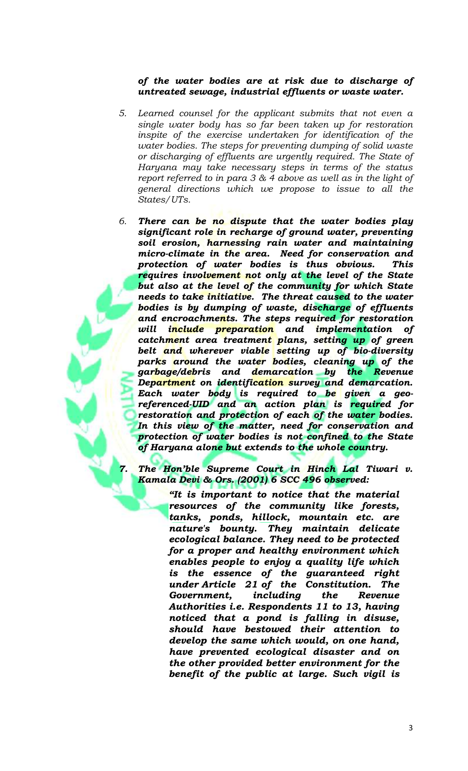***of the water bodies are at risk due to discharge of untreated sewage, industrial effluents or waste water.***

5. *Learned counsel for the applicant submits that not even a single water body has so far been taken up for restoration inspite of the exercise undertaken for identification of the water bodies. The steps for preventing dumping of solid waste or discharging of effluents are urgently required. The State of Haryana may take necessary steps in terms of the status report referred to in para 3 & 4 above as well as in the light of general directions which we propose to issue to all the States/UTs.*

6. ***There can be no dispute that the water bodies play significant role in recharge of ground water, preventing soil erosion, harnessing rain water and maintaining micro-climate in the area. Need for conservation and protection of water bodies is thus obvious. This requires involvement not only at the level of the State but also at the level of the community for which State needs to take initiative. The threat caused to the water bodies is by dumping of waste, discharge of effluents and encroachments. The steps required for restoration will include preparation and implementation of catchment area treatment plans, setting up of green belt and wherever viable setting up of bio-diversity parks around the water bodies, cleaning up of the garbage/debris and demarcation by the Revenue Department on identification survey and demarcation. Each water body is required to be given a geo-referenced-UID and an action plan is required for restoration and protection of each of the water bodies. In this view of the matter, need for conservation and protection of water bodies is not confined to the State of Haryana alone but extends to the whole country.***

7. ***The Hon'ble Supreme Court in Hinch Lal Tiwari v. Kamala Devi & Ors. (2001) 6 SCC 496 observed:***

   > ***"It is important to notice that the material resources of the community like forests, tanks, ponds, hillock, mountain etc. are nature's bounty. They maintain delicate ecological balance. They need to be protected for a proper and healthy environment which enables people to enjoy a quality life which is the essence of the guaranteed right under Article 21 of the Constitution. The Government, including the Revenue Authorities i.e. Respondents 11 to 13, having noticed that a pond is falling in disuse, should have bestowed their attention to develop the same which would, on one hand, have prevented ecological disaster and on the other provided better environment for the benefit of the public at large. Such vigil is***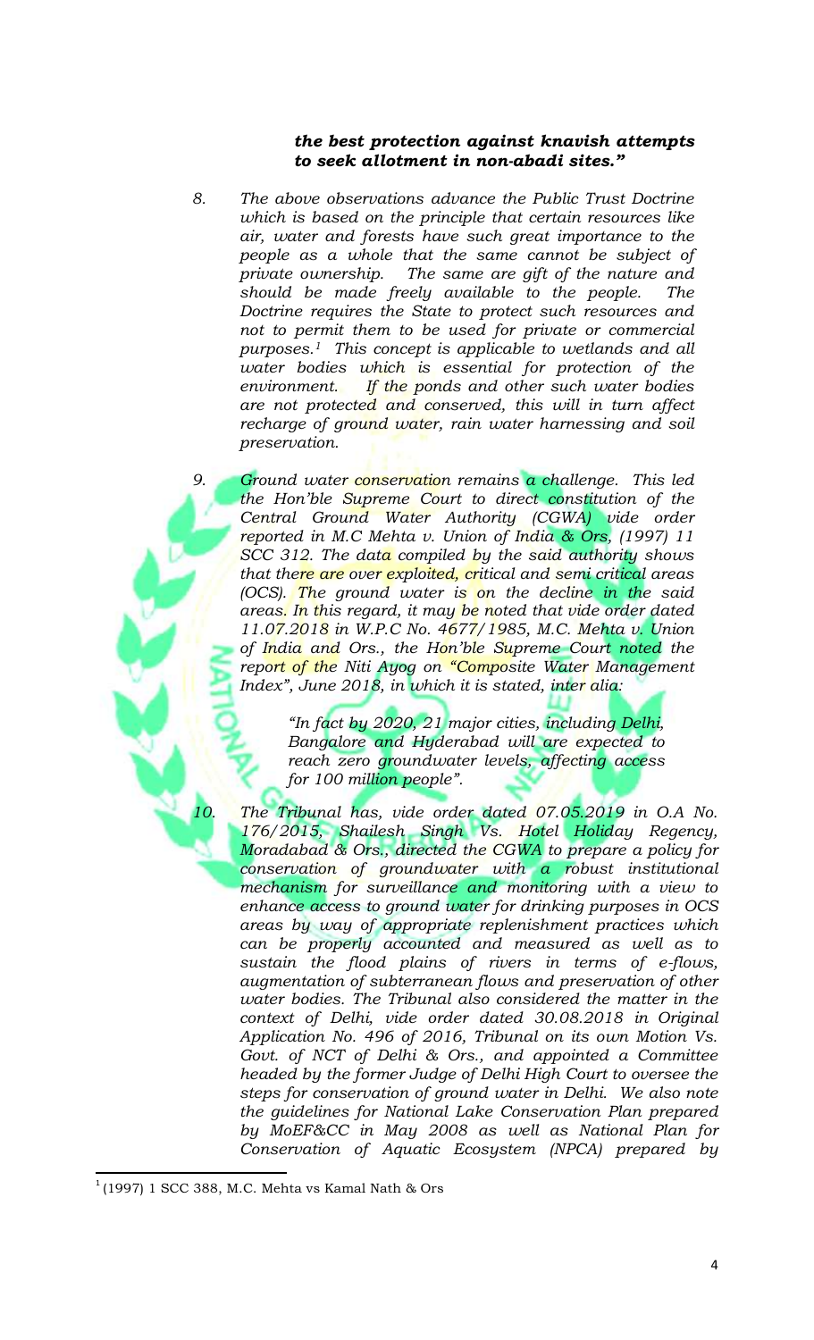*the best protection against knavish attempts to seek allotment in non-abadi sites."*

8. *The above observations advance the Public Trust Doctrine which is based on the principle that certain resources like air, water and forests have such great importance to the people as a whole that the same cannot be subject of private ownership. The same are gift of the nature and should be made freely available to the people. The Doctrine requires the State to protect such resources and not to permit them to be used for private or commercial purposes.*[1] *This concept is applicable to wetlands and all water bodies which is essential for protection of the environment. If the ponds and other such water bodies are not protected and conserved, this will in turn affect recharge of ground water, rain water harnessing and soil preservation.*

9. *Ground water conservation remains a challenge. This led the Hon'ble Supreme Court to direct constitution of the Central Ground Water Authority (CGWA) vide order reported in M.C Mehta v. Union of India & Ors, (1997) 11 SCC 312. The data compiled by the said authority shows that there are over exploited, critical and semi critical areas (OCS). The ground water is on the decline in the said areas. In this regard, it may be noted that vide order dated 11.07.2018 in W.P.C No. 4677/1985, M.C. Mehta v. Union of India and Ors., the Hon'ble Supreme Court noted the report of the Niti Ayog on "Composite Water Management Index", June 2018, in which it is stated, inter alia:*

   > *"In fact by 2020, 21 major cities, including Delhi, Bangalore and Hyderabad will are expected to reach zero groundwater levels, affecting access for 100 million people".*

10. *The Tribunal has, vide order dated 07.05.2019 in O.A No. 176/2015, Shailesh Singh Vs. Hotel Holiday Regency, Moradabad & Ors., directed the CGWA to prepare a policy for conservation of groundwater with a robust institutional mechanism for surveillance and monitoring with a view to enhance access to ground water for drinking purposes in OCS areas by way of appropriate replenishment practices which can be properly accounted and measured as well as to sustain the flood plains of rivers in terms of e-flows, augmentation of subterranean flows and preservation of other water bodies. The Tribunal also considered the matter in the context of Delhi, vide order dated 30.08.2018 in Original Application No. 496 of 2016, Tribunal on its own Motion Vs. Govt. of NCT of Delhi & Ors., and appointed a Committee headed by the former Judge of Delhi High Court to oversee the steps for conservation of ground water in Delhi. We also note the guidelines for National Lake Conservation Plan prepared by MoEF&CC in May 2008 as well as National Plan for Conservation of Aquatic Ecosystem (NPCA) prepared by*

---

[1] (1997) 1 SCC 388, M.C. Mehta vs Kamal Nath & Ors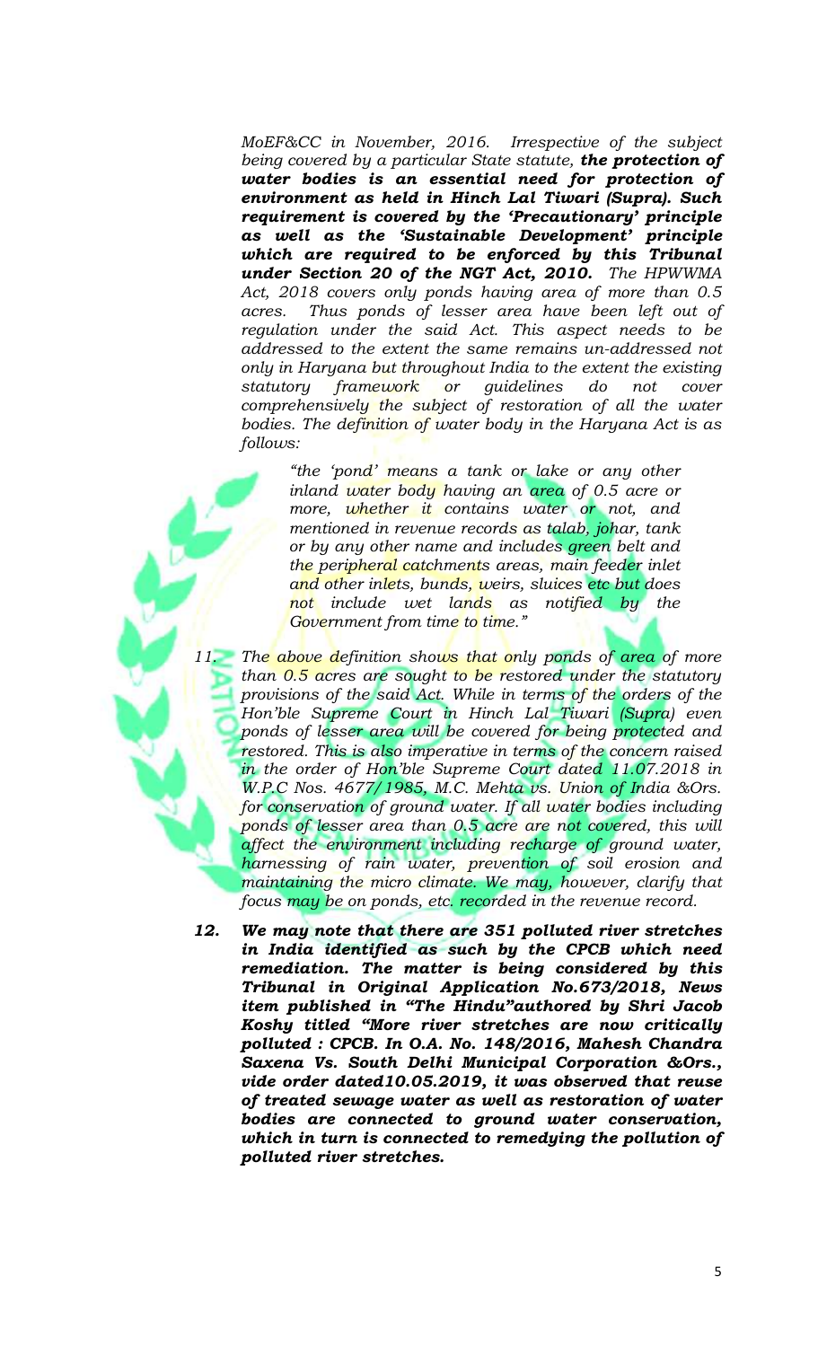*MoEF&CC in November, 2016. Irrespective of the subject being covered by a particular State statute, **the protection of water bodies is an essential need for protection of environment as held in Hinch Lal Tiwari (Supra). Such requirement is covered by the 'Precautionary' principle as well as the 'Sustainable Development' principle which are required to be enforced by this Tribunal under Section 20 of the NGT Act, 2010.** The HPWWMA Act, 2018 covers only ponds having area of more than 0.5 acres. Thus ponds of lesser area have been left out of regulation under the said Act. This aspect needs to be addressed to the extent the same remains un-addressed not only in Haryana but throughout India to the extent the existing statutory framework or guidelines do not cover comprehensively the subject of restoration of all the water bodies. The definition of water body in the Haryana Act is as follows:*

> *"the 'pond' means a tank or lake or any other inland water body having an area of 0.5 acre or more, whether it contains water or not, and mentioned in revenue records as talab, johar, tank or by any other name and includes green belt and the peripheral catchments areas, main feeder inlet and other inlets, bunds, weirs, sluices etc but does not include wet lands as notified by the Government from time to time."*

11. *The above definition shows that only ponds of area of more than 0.5 acres are sought to be restored under the statutory provisions of the said Act. While in terms of the orders of the Hon'ble Supreme Court in Hinch Lal Tiwari (Supra) even ponds of lesser area will be covered for being protected and restored. This is also imperative in terms of the concern raised in the order of Hon'ble Supreme Court dated 11.07.2018 in W.P.C Nos. 4677/1985, M.C. Mehta vs. Union of India &Ors. for conservation of ground water. If all water bodies including ponds of lesser area than 0.5 acre are not covered, this will affect the environment including recharge of ground water, harnessing of rain water, prevention of soil erosion and maintaining the micro climate. We may, however, clarify that focus may be on ponds, etc. recorded in the revenue record.*

12. ***We may note that there are 351 polluted river stretches in India identified as such by the CPCB which need remediation. The matter is being considered by this Tribunal in Original Application No.673/2018, News item published in "The Hindu"authored by Shri Jacob Koshy titled "More river stretches are now critically polluted : CPCB. In O.A. No. 148/2016, Mahesh Chandra Saxena Vs. South Delhi Municipal Corporation &Ors., vide order dated10.05.2019, it was observed that reuse of treated sewage water as well as restoration of water bodies are connected to ground water conservation, which in turn is connected to remedying the pollution of polluted river stretches.***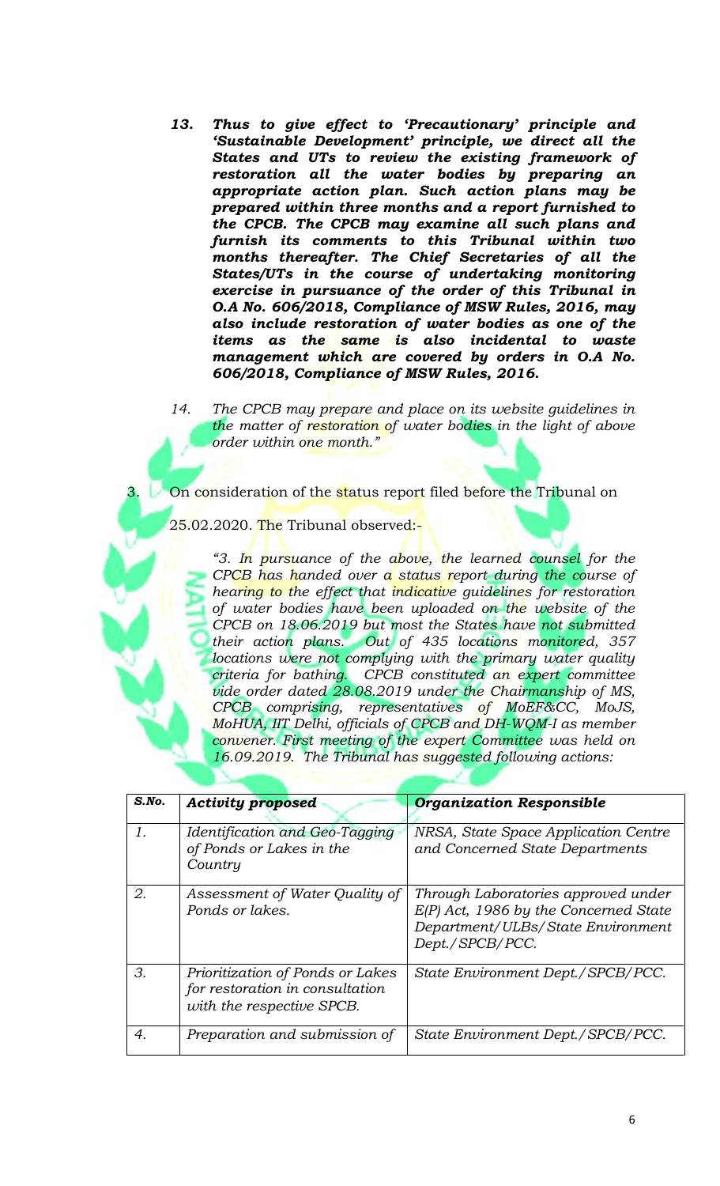***13. Thus to give effect to 'Precautionary' principle and 'Sustainable Development' principle, we direct all the States and UTs to review the existing framework of restoration all the water bodies by preparing an appropriate action plan. Such action plans may be prepared within three months and a report furnished to the CPCB. The CPCB may examine all such plans and furnish its comments to this Tribunal within two months thereafter. The Chief Secretaries of all the States/UTs in the course of undertaking monitoring exercise in pursuance of the order of this Tribunal in O.A No. 606/2018, Compliance of MSW Rules, 2016, may also include restoration of water bodies as one of the items as the same is also incidental to waste management which are covered by orders in O.A No. 606/2018, Compliance of MSW Rules, 2016.***

*14. The CPCB may prepare and place on its website guidelines in the matter of restoration of water bodies in the light of above order within one month."*

3. On consideration of the status report filed before the Tribunal on 25.02.2020. The Tribunal observed:-

*"3. In pursuance of the above, the learned counsel for the CPCB has handed over a status report during the course of hearing to the effect that indicative guidelines for restoration of water bodies have been uploaded on the website of the CPCB on 18.06.2019 but most the States have not submitted their action plans. Out of 435 locations monitored, 357 locations were not complying with the primary water quality criteria for bathing. CPCB constituted an expert committee vide order dated 28.08.2019 under the Chairmanship of MS, CPCB comprising, representatives of MoEF&CC, MoJS, MoHUA, IIT Delhi, officials of CPCB and DH-WQM-I as member convener. First meeting of the expert Committee was held on 16.09.2019. The Tribunal has suggested following actions:*

| ***S.No.*** | ***Activity proposed*** | ***Organization Responsible*** |
|---|---|---|
| *1.* | *Identification and Geo-Tagging of Ponds or Lakes in the Country* | *NRSA, State Space Application Centre and Concerned State Departments* |
| *2.* | *Assessment of Water Quality of Ponds or lakes.* | *Through Laboratories approved under E(P) Act, 1986 by the Concerned State Department/ULBs/State Environment Dept./SPCB/PCC.* |
| *3.* | *Prioritization of Ponds or Lakes for restoration in consultation with the respective SPCB.* | *State Environment Dept./SPCB/PCC.* |
| *4.* | *Preparation and submission of* | *State Environment Dept./SPCB/PCC.* |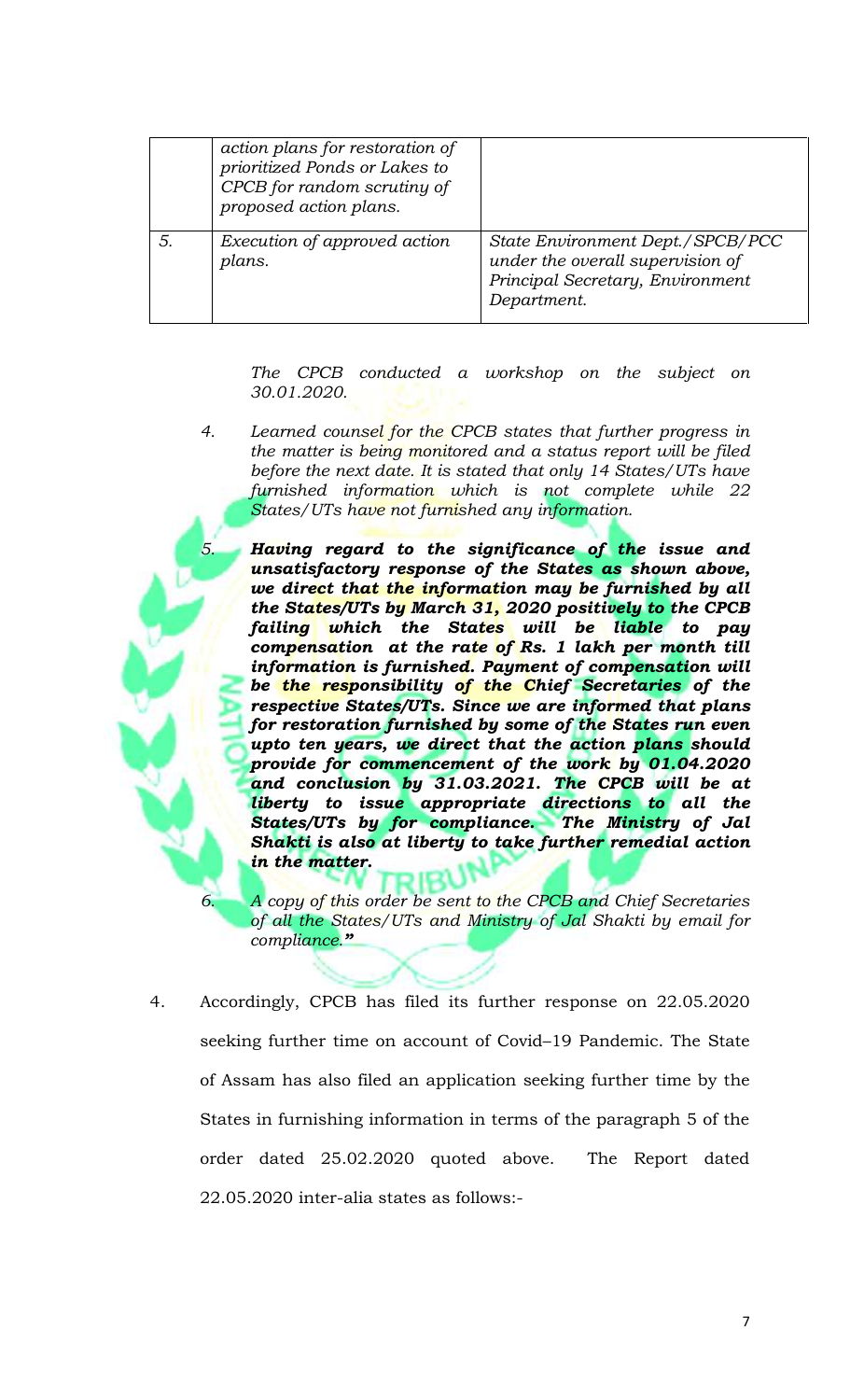| | | |
|---|---|---|
| | *action plans for restoration of prioritized Ponds or Lakes to CPCB for random scrutiny of proposed action plans.* | |
| *5.* | *Execution of approved action plans.* | *State Environment Dept./SPCB/PCC under the overall supervision of Principal Secretary, Environment Department.* |

*The CPCB conducted a workshop on the subject on 30.01.2020.*

*4. Learned counsel for the CPCB states that further progress in the matter is being monitored and a status report will be filed before the next date. It is stated that only 14 States/UTs have furnished information which is not complete while 22 States/UTs have not furnished any information.*

***5. Having regard to the significance of the issue and unsatisfactory response of the States as shown above, we direct that the information may be furnished by all the States/UTs by March 31, 2020 positively to the CPCB failing which the States will be liable to pay compensation at the rate of Rs. 1 lakh per month till information is furnished. Payment of compensation will be the responsibility of the Chief Secretaries of the respective States/UTs. Since we are informed that plans for restoration furnished by some of the States run even upto ten years, we direct that the action plans should provide for commencement of the work by 01.04.2020 and conclusion by 31.03.2021. The CPCB will be at liberty to issue appropriate directions to all the States/UTs by for compliance. The Ministry of Jal Shakti is also at liberty to take further remedial action in the matter.***

*6. A copy of this order be sent to the CPCB and Chief Secretaries of all the States/UTs and Ministry of Jal Shakti by email for compliance."*

4. Accordingly, CPCB has filed its further response on 22.05.2020 seeking further time on account of Covid–19 Pandemic. The State of Assam has also filed an application seeking further time by the States in furnishing information in terms of the paragraph 5 of the order dated 25.02.2020 quoted above. The Report dated 22.05.2020 inter-alia states as follows:-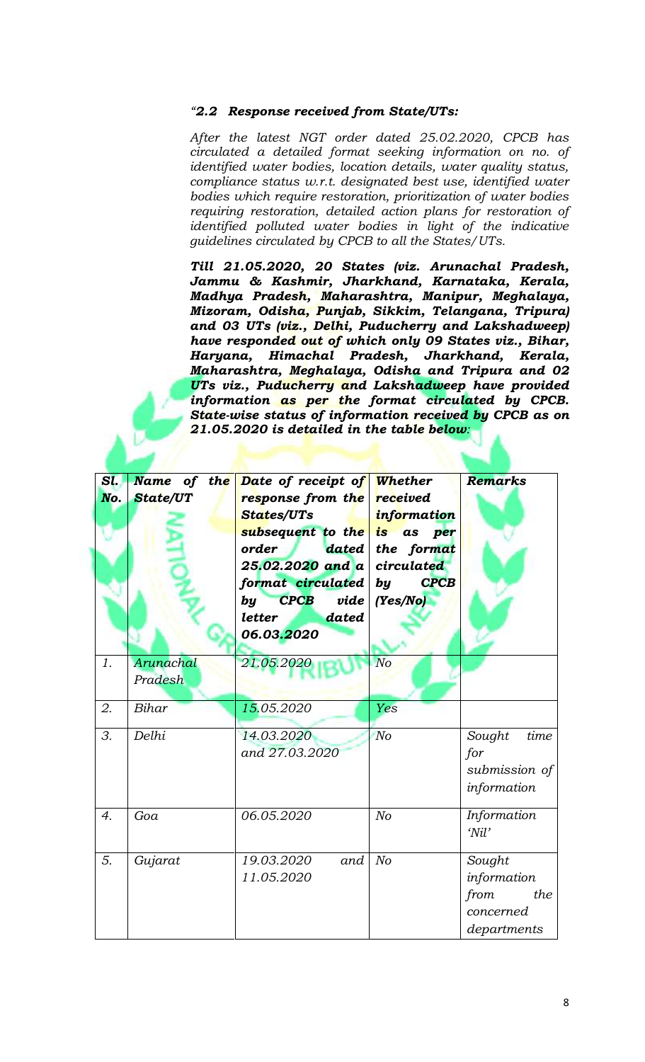*"**2.2 Response received from State/UTs:***

*After the latest NGT order dated 25.02.2020, CPCB has circulated a detailed format seeking information on no. of identified water bodies, location details, water quality status, compliance status w.r.t. designated best use, identified water bodies which require restoration, prioritization of water bodies requiring restoration, detailed action plans for restoration of identified polluted water bodies in light of the indicative guidelines circulated by CPCB to all the States/UTs.*

***Till 21.05.2020, 20 States (viz. Arunachal Pradesh, Jammu & Kashmir, Jharkhand, Karnataka, Kerala, Madhya Pradesh, Maharashtra, Manipur, Meghalaya, Mizoram, Odisha, Punjab, Sikkim, Telangana, Tripura) and 03 UTs (viz., Delhi, Puducherry and Lakshadweep) have responded out of which only 09 States viz., Bihar, Haryana, Himachal Pradesh, Jharkhand, Kerala, Maharashtra, Meghalaya, Odisha and Tripura and 02 UTs viz., Puducherry and Lakshadweep have provided information as per the format circulated by CPCB. State-wise status of information received by CPCB as on 21.05.2020 is detailed in the table below:***

| ***Sl. No.*** | ***Name of the State/UT*** | ***Date of receipt of response from the States/UTs subsequent to the order dated 25.02.2020 and a format circulated by CPCB vide letter dated 06.03.2020*** | ***Whether received information is as per the format circulated by CPCB (Yes/No)*** | ***Remarks*** |
|---|---|---|---|---|
| *1.* | *Arunachal Pradesh* | *21.05.2020* | *No* | |
| *2.* | *Bihar* | *15.05.2020* | *Yes* | |
| *3.* | *Delhi* | *14.03.2020 and 27.03.2020* | *No* | *Sought time for submission of information* |
| *4.* | *Goa* | *06.05.2020* | *No* | *Information 'Nil'* |
| *5.* | *Gujarat* | *19.03.2020 and 11.05.2020* | *No* | *Sought information from the concerned departments* |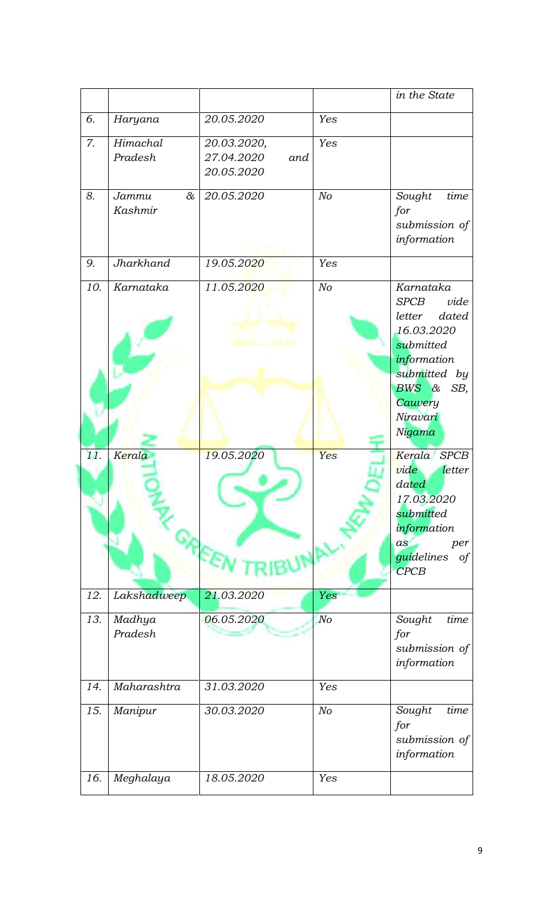|  |  |  |  | *in the State* |
|---|---|---|---|---|
| *6.* | *Haryana* | *20.05.2020* | *Yes* |  |
| *7.* | *Himachal Pradesh* | *20.03.2020, 27.04.2020 and 20.05.2020* | *Yes* |  |
| *8.* | *Jammu & Kashmir* | *20.05.2020* | *No* | *Sought time for submission of information* |
| *9.* | *Jharkhand* | *19.05.2020* | *Yes* |  |
| *10.* | *Karnataka* | *11.05.2020* | *No* | *Karnataka SPCB vide letter dated 16.03.2020 submitted information submitted by BWS & SB, Cauvery Niravari Nigama* |
| *11.* | *Kerala* | *19.05.2020* | *Yes* | *Kerala SPCB vide letter dated 17.03.2020 submitted information as per guidelines of CPCB* |
| *12.* | *Lakshadweep* | *21.03.2020* | *Yes* |  |
| *13.* | *Madhya Pradesh* | *06.05.2020* | *No* | *Sought time for submission of information* |
| *14.* | *Maharashtra* | *31.03.2020* | *Yes* |  |
| *15.* | *Manipur* | *30.03.2020* | *No* | *Sought time for submission of information* |
| *16.* | *Meghalaya* | *18.05.2020* | *Yes* |  |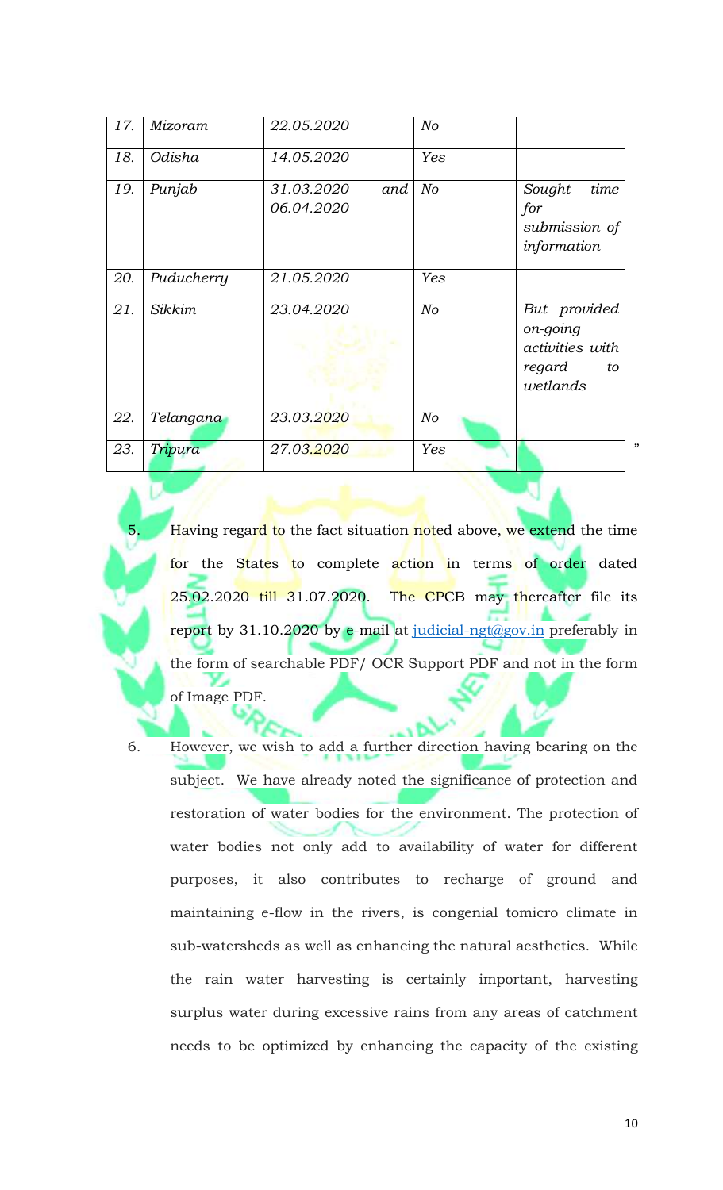| 17. | *Mizoram* | *22.05.2020* | *No* | |
|---|---|---|---|---|
| 18. | *Odisha* | *14.05.2020* | *Yes* | |
| 19. | *Punjab* | *31.03.2020 and 06.04.2020* | *No* | *Sought time for submission of information* |
| 20. | *Puducherry* | *21.05.2020* | *Yes* | |
| 21. | *Sikkim* | *23.04.2020* | *No* | *But provided on-going activities with regard to wetlands* |
| 22. | *Telangana* | *23.03.2020* | *No* | |
| 23. | *Tripura* | *27.03.2020* | *Yes* | |

”

5. Having regard to the fact situation noted above, we extend the time for the States to complete action in terms of order dated 25.02.2020 till 31.07.2020. The CPCB may thereafter file its report by 31.10.2020 by e-mail at judicial-ngt@gov.in preferably in the form of searchable PDF/ OCR Support PDF and not in the form of Image PDF.

6. However, we wish to add a further direction having bearing on the subject. We have already noted the significance of protection and restoration of water bodies for the environment. The protection of water bodies not only add to availability of water for different purposes, it also contributes to recharge of ground and maintaining e-flow in the rivers, is congenial tomicro climate in sub-watersheds as well as enhancing the natural aesthetics. While the rain water harvesting is certainly important, harvesting surplus water during excessive rains from any areas of catchment needs to be optimized by enhancing the capacity of the existing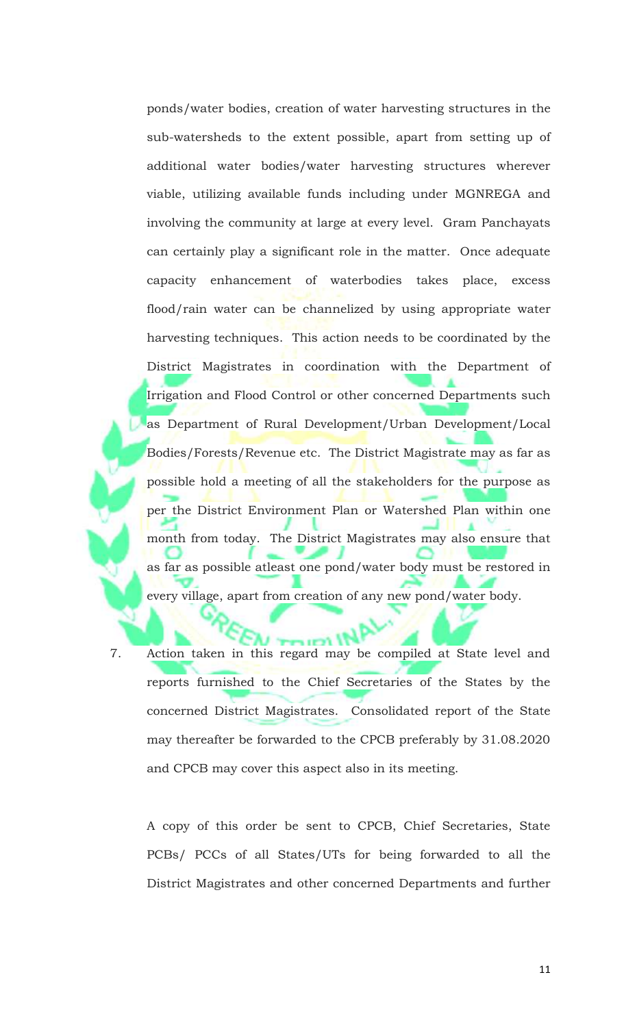ponds/water bodies, creation of water harvesting structures in the sub-watersheds to the extent possible, apart from setting up of additional water bodies/water harvesting structures wherever viable, utilizing available funds including under MGNREGA and involving the community at large at every level. Gram Panchayats can certainly play a significant role in the matter. Once adequate capacity enhancement of waterbodies takes place, excess flood/rain water can be channelized by using appropriate water harvesting techniques. This action needs to be coordinated by the District Magistrates in coordination with the Department of Irrigation and Flood Control or other concerned Departments such as Department of Rural Development/Urban Development/Local Bodies/Forests/Revenue etc. The District Magistrate may as far as possible hold a meeting of all the stakeholders for the purpose as per the District Environment Plan or Watershed Plan within one month from today. The District Magistrates may also ensure that as far as possible atleast one pond/water body must be restored in every village, apart from creation of any new pond/water body.

7. Action taken in this regard may be compiled at State level and reports furnished to the Chief Secretaries of the States by the concerned District Magistrates. Consolidated report of the State may thereafter be forwarded to the CPCB preferably by 31.08.2020 and CPCB may cover this aspect also in its meeting.

A copy of this order be sent to CPCB, Chief Secretaries, State PCBs/ PCCs of all States/UTs for being forwarded to all the District Magistrates and other concerned Departments and further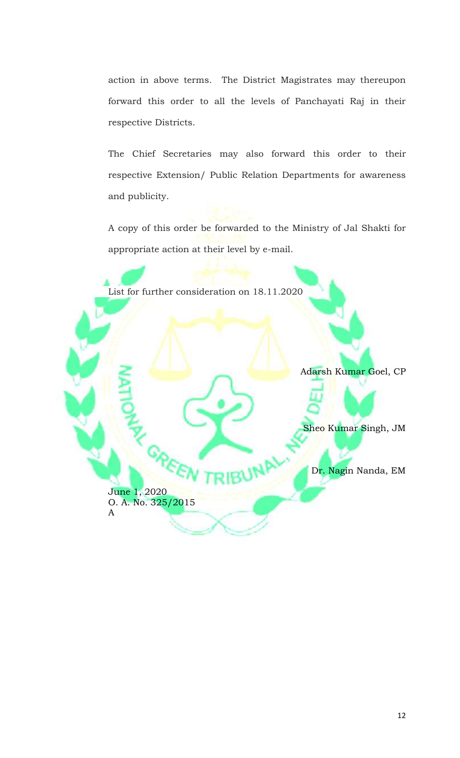action in above terms. The District Magistrates may thereupon forward this order to all the levels of Panchayati Raj in their respective Districts.

The Chief Secretaries may also forward this order to their respective Extension/ Public Relation Departments for awareness and publicity.

A copy of this order be forwarded to the Ministry of Jal Shakti for appropriate action at their level by e-mail.

List for further consideration on 18.11.2020

Adarsh Kumar Goel, CP

Sheo Kumar Singh, JM

Dr. Nagin Nanda, EM

June 1, 2020
O. A. No. 325/2015
A